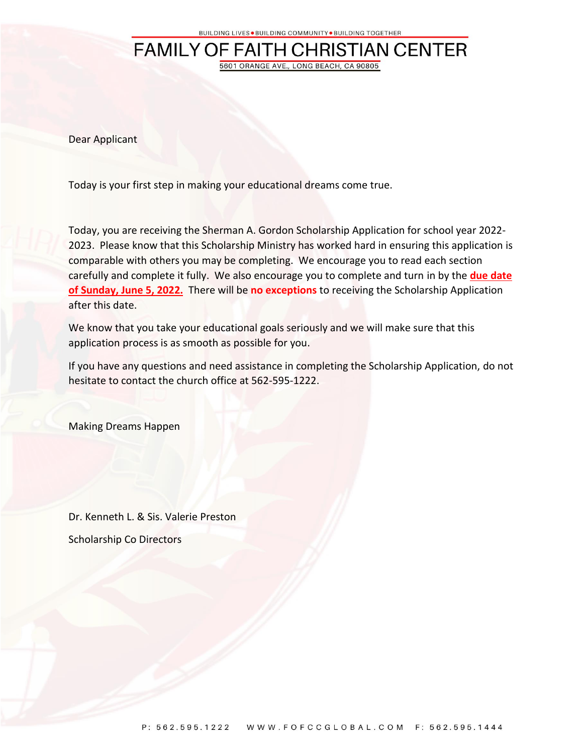BUILDING LIVES • BUILDING COMMUNITY • BUILDING TOGETHER

# FAMILY OF FAITH CHRISTIAN CENTER

5601 ORANGE AVE., LONG BEACH, CA 90805

Dear Applicant

Today is your first step in making your educational dreams come true.

Today, you are receiving the Sherman A. Gordon Scholarship Application for school year 2022-2023. Please know that this Scholarship Ministry has worked hard in ensuring this application is comparable with others you may be completing. We encourage you to read each section carefully and complete it fully. We also encourage you to complete and turn in by the **due date of Sunday, June 5, 2022.** There will be **no exceptions** to receiving the Scholarship Application after this date.

We know that you take your educational goals seriously and we will make sure that this application process is as smooth as possible for you.

If you have any questions and need assistance in completing the Scholarship Application, do not hesitate to contact the church office at 562-595-1222.

Making Dreams Happen

Dr. Kenneth L. & Sis. Valerie Preston

Scholarship Co Directors

P: 562.595.1222 WWW.FOFCCGLOBAL.COM F: 562.595.1444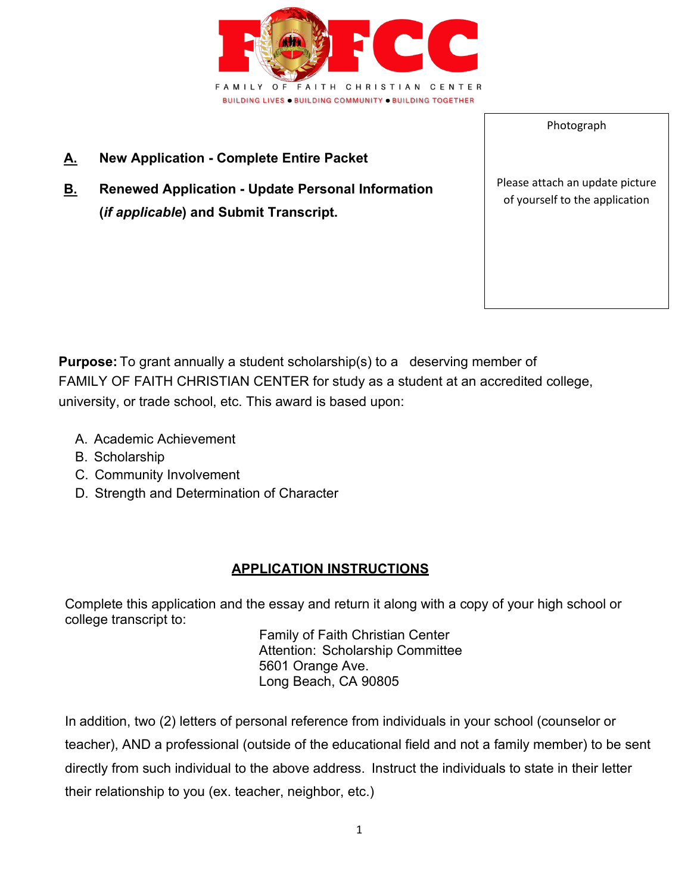FAMILY OF FAITH CHRISTIAN CENTER

BUILDING LIVES ● BUILDING COMMUNITY ● BUILDING TOGETHER

**A. New Application - Complete Entire Packet**

**B. Renewed Application - Update Personal Information (*if applicable*) and Submit Transcript.**

Photograph

Please attach an update picture of yourself to the application

**Purpose:** To grant annually a student scholarship(s) to a deserving member of FAMILY OF FAITH CHRISTIAN CENTER for study as a student at an accredited college, university, or trade school, etc. This award is based upon:

A. Academic Achievement
B. Scholarship
C. Community Involvement
D. Strength and Determination of Character

## APPLICATION INSTRUCTIONS

Complete this application and the essay and return it along with a copy of your high school or college transcript to:

Family of Faith Christian Center
Attention: Scholarship Committee
5601 Orange Ave.
Long Beach, CA 90805

In addition, two (2) letters of personal reference from individuals in your school (counselor or teacher), AND a professional (outside of the educational field and not a family member) to be sent directly from such individual to the above address. Instruct the individuals to state in their letter their relationship to you (ex. teacher, neighbor, etc.)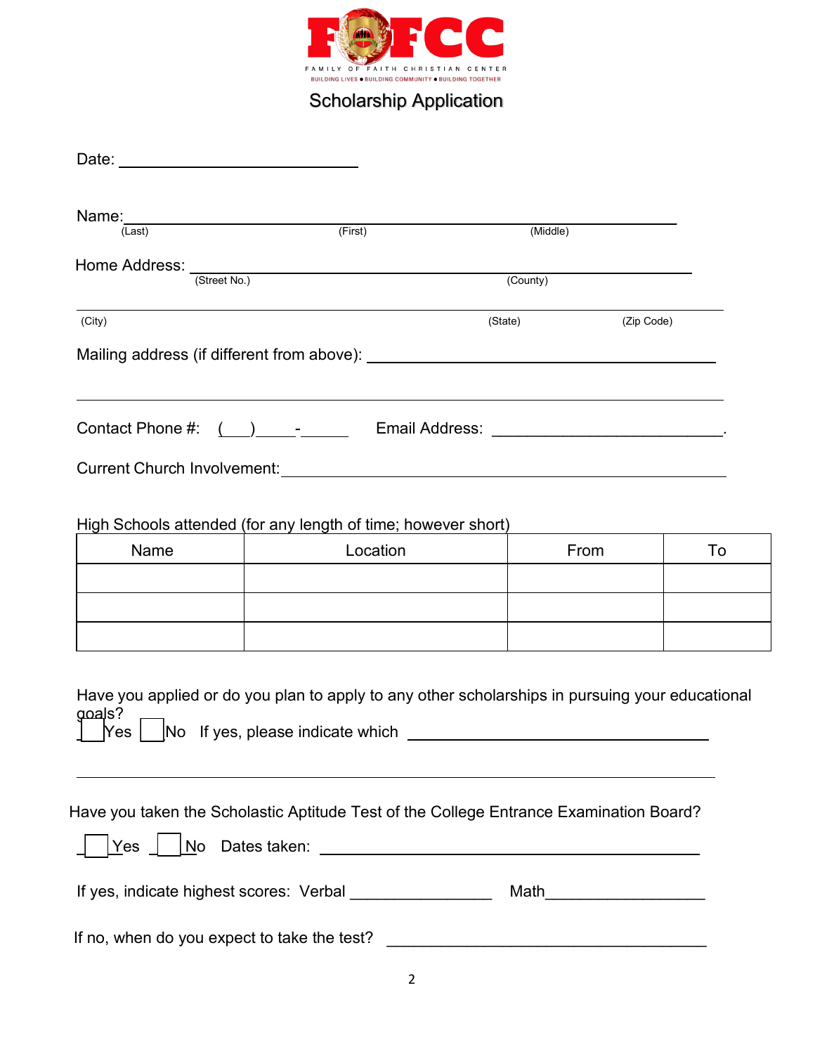FOFCC

FAMILY OF FAITH CHRISTIAN CENTER

BUILDING LIVES • BUILDING COMMUNITY • BUILDING TOGETHER

# Scholarship Application

Date: ______________________________

Name: ____________________________________________________________________
(Last) (First) (Middle)

Home Address: ______________________________________________________________
(Street No.) (County)

____________________________________________________________________________
(City) (State) (Zip Code)

Mailing address (if different from above): ___________________________________________

____________________________________________________________________________

Contact Phone #: (___)_____-______ Email Address: ___________________________.

Current Church Involvement: ____________________________________________________

High Schools attended (for any length of time; however short)

| Name | Location | From | To |
|---|---|---|---|
| | | | |
| | | | |
| | | | |

Have you applied or do you plan to apply to any other scholarships in pursuing your educational goals?

☐ Yes ☐ No If yes, please indicate which ____________________________________

____________________________________________________________________________

Have you taken the Scholastic Aptitude Test of the College Entrance Examination Board?

☐ Yes ☐ No Dates taken: ______________________________________________

If yes, indicate highest scores: Verbal ________________ Math__________________

If no, when do you expect to take the test? ____________________________________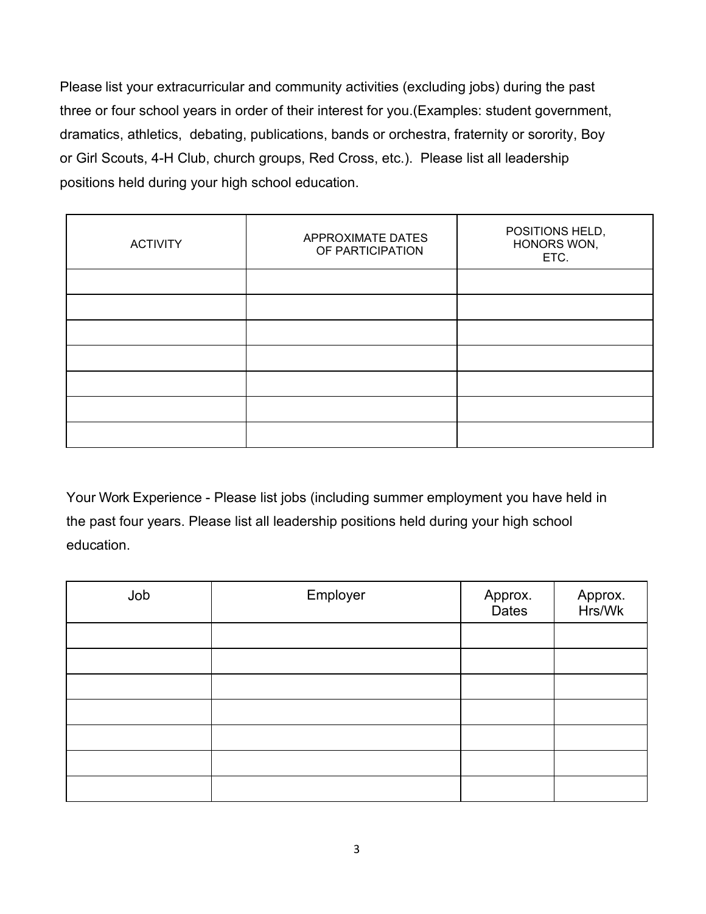Please list your extracurricular and community activities (excluding jobs) during the past three or four school years in order of their interest for you.(Examples: student government, dramatics, athletics, debating, publications, bands or orchestra, fraternity or sorority, Boy or Girl Scouts, 4-H Club, church groups, Red Cross, etc.). Please list all leadership positions held during your high school education.

| ACTIVITY | APPROXIMATE DATES OF PARTICIPATION | POSITIONS HELD, HONORS WON, ETC. |
|---|---|---|
| | | |
| | | |
| | | |
| | | |
| | | |
| | | |
| | | |

Your Work Experience - Please list jobs (including summer employment you have held in the past four years. Please list all leadership positions held during your high school education.

| Job | Employer | Approx. Dates | Approx. Hrs/Wk |
|---|---|---|---|
| | | | |
| | | | |
| | | | |
| | | | |
| | | | |
| | | | |
| | | | |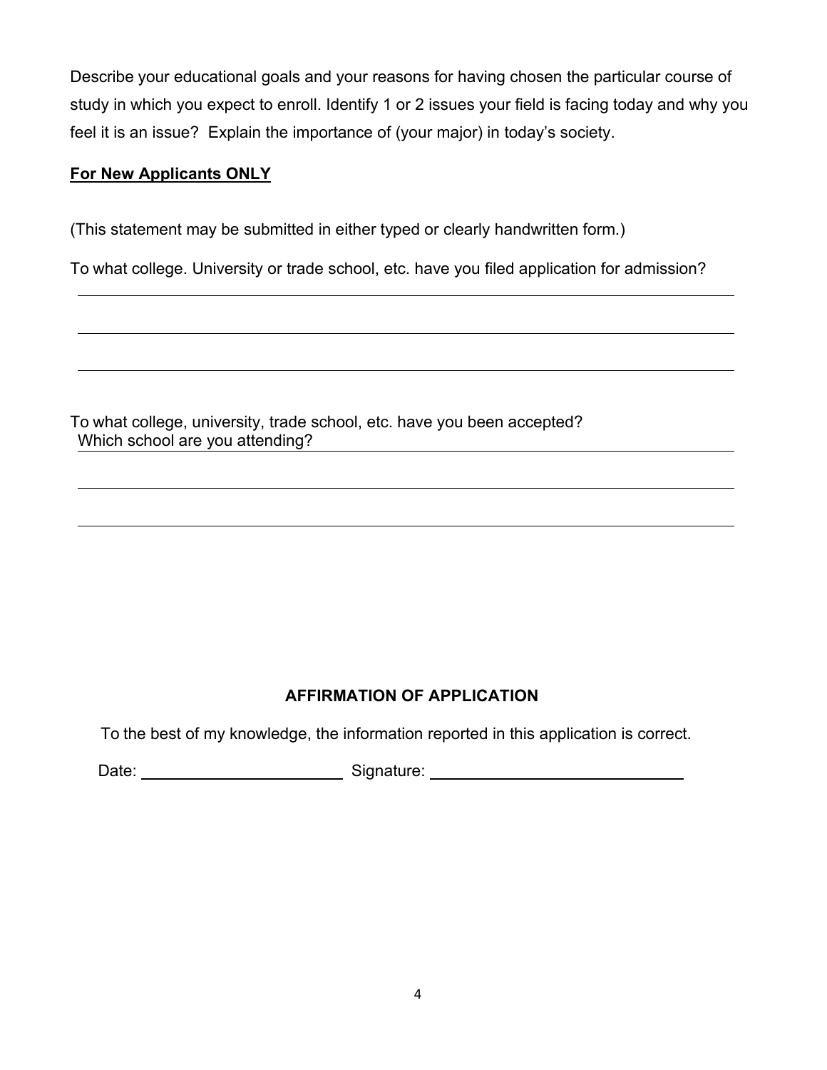Describe your educational goals and your reasons for having chosen the particular course of study in which you expect to enroll. Identify 1 or 2 issues your field is facing today and why you feel it is an issue? Explain the importance of (your major) in today's society.

**<u>For New Applicants ONLY</u>**

(This statement may be submitted in either typed or clearly handwritten form.)

To what college. University or trade school, etc. have you filed application for admission?

\_\_\_\_\_\_\_\_\_\_\_\_\_\_\_\_\_\_\_\_\_\_\_\_\_\_\_\_\_\_\_\_\_\_\_\_\_\_\_\_\_\_\_\_\_\_\_\_\_\_\_\_\_\_\_\_\_\_\_\_\_\_\_\_\_\_\_\_\_\_

\_\_\_\_\_\_\_\_\_\_\_\_\_\_\_\_\_\_\_\_\_\_\_\_\_\_\_\_\_\_\_\_\_\_\_\_\_\_\_\_\_\_\_\_\_\_\_\_\_\_\_\_\_\_\_\_\_\_\_\_\_\_\_\_\_\_\_\_\_\_

\_\_\_\_\_\_\_\_\_\_\_\_\_\_\_\_\_\_\_\_\_\_\_\_\_\_\_\_\_\_\_\_\_\_\_\_\_\_\_\_\_\_\_\_\_\_\_\_\_\_\_\_\_\_\_\_\_\_\_\_\_\_\_\_\_\_\_\_\_\_

To what college, university, trade school, etc. have you been accepted?
Which school are you attending? \_\_\_\_\_\_\_\_\_\_\_\_\_\_\_\_\_\_\_\_\_\_\_\_\_\_\_\_\_\_\_\_\_\_\_\_\_\_\_\_\_\_\_\_\_\_\_\_

\_\_\_\_\_\_\_\_\_\_\_\_\_\_\_\_\_\_\_\_\_\_\_\_\_\_\_\_\_\_\_\_\_\_\_\_\_\_\_\_\_\_\_\_\_\_\_\_\_\_\_\_\_\_\_\_\_\_\_\_\_\_\_\_\_\_\_\_\_\_

\_\_\_\_\_\_\_\_\_\_\_\_\_\_\_\_\_\_\_\_\_\_\_\_\_\_\_\_\_\_\_\_\_\_\_\_\_\_\_\_\_\_\_\_\_\_\_\_\_\_\_\_\_\_\_\_\_\_\_\_\_\_\_\_\_\_\_\_\_\_

### AFFIRMATION OF APPLICATION

To the best of my knowledge, the information reported in this application is correct.

Date: \_\_\_\_\_\_\_\_\_\_\_\_\_\_\_\_\_\_\_\_\_\_\_\_ Signature: \_\_\_\_\_\_\_\_\_\_\_\_\_\_\_\_\_\_\_\_\_\_\_\_\_\_\_\_\_\_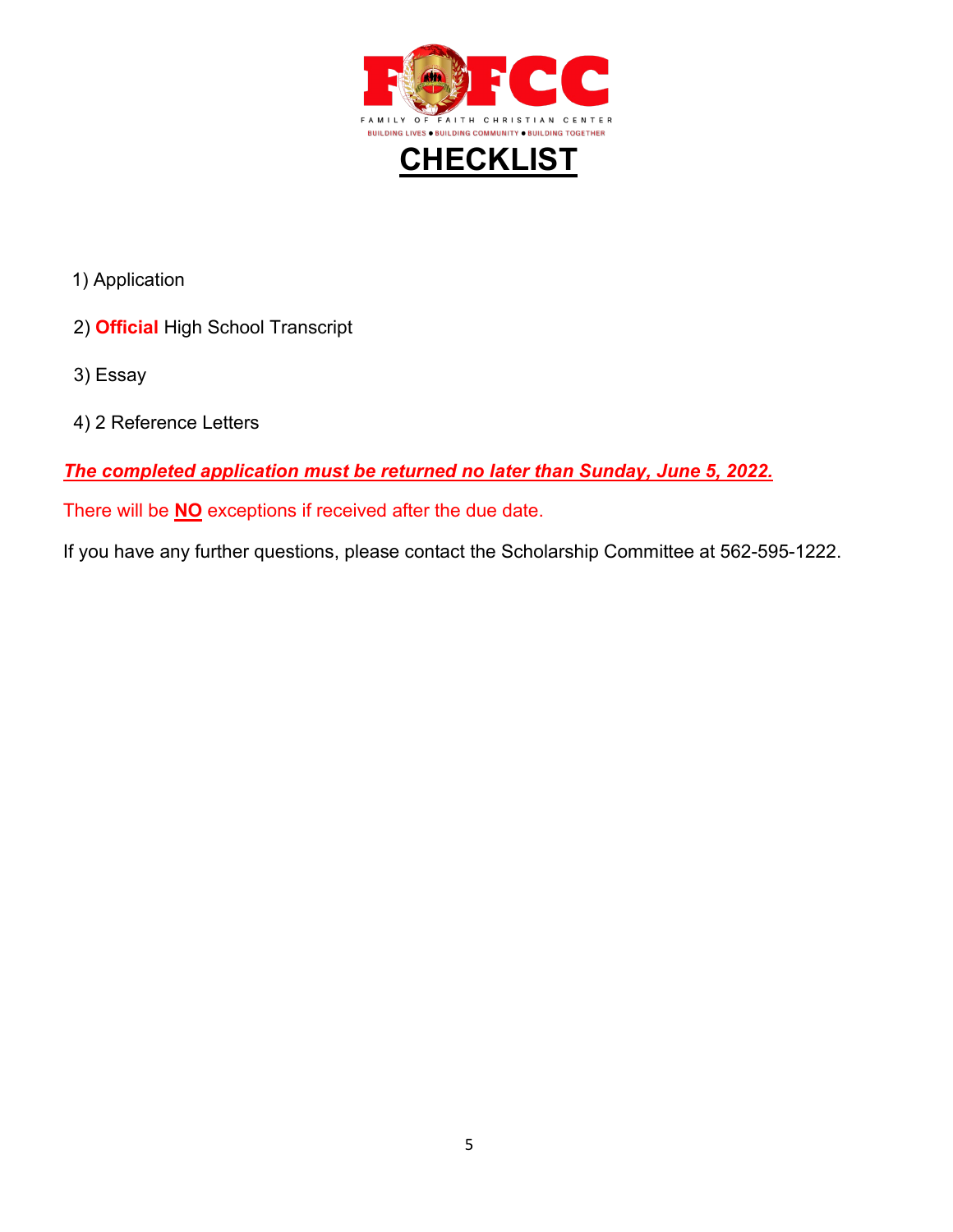FAMILY OF FAITH CHRISTIAN CENTER

BUILDING LIVES • BUILDING COMMUNITY • BUILDING TOGETHER

# CHECKLIST

1) Application
2) **Official** High School Transcript
3) Essay
4) 2 Reference Letters

***The completed application must be returned no later than Sunday, June 5, 2022.***

There will be **NO** exceptions if received after the due date.

If you have any further questions, please contact the Scholarship Committee at 562-595-1222.